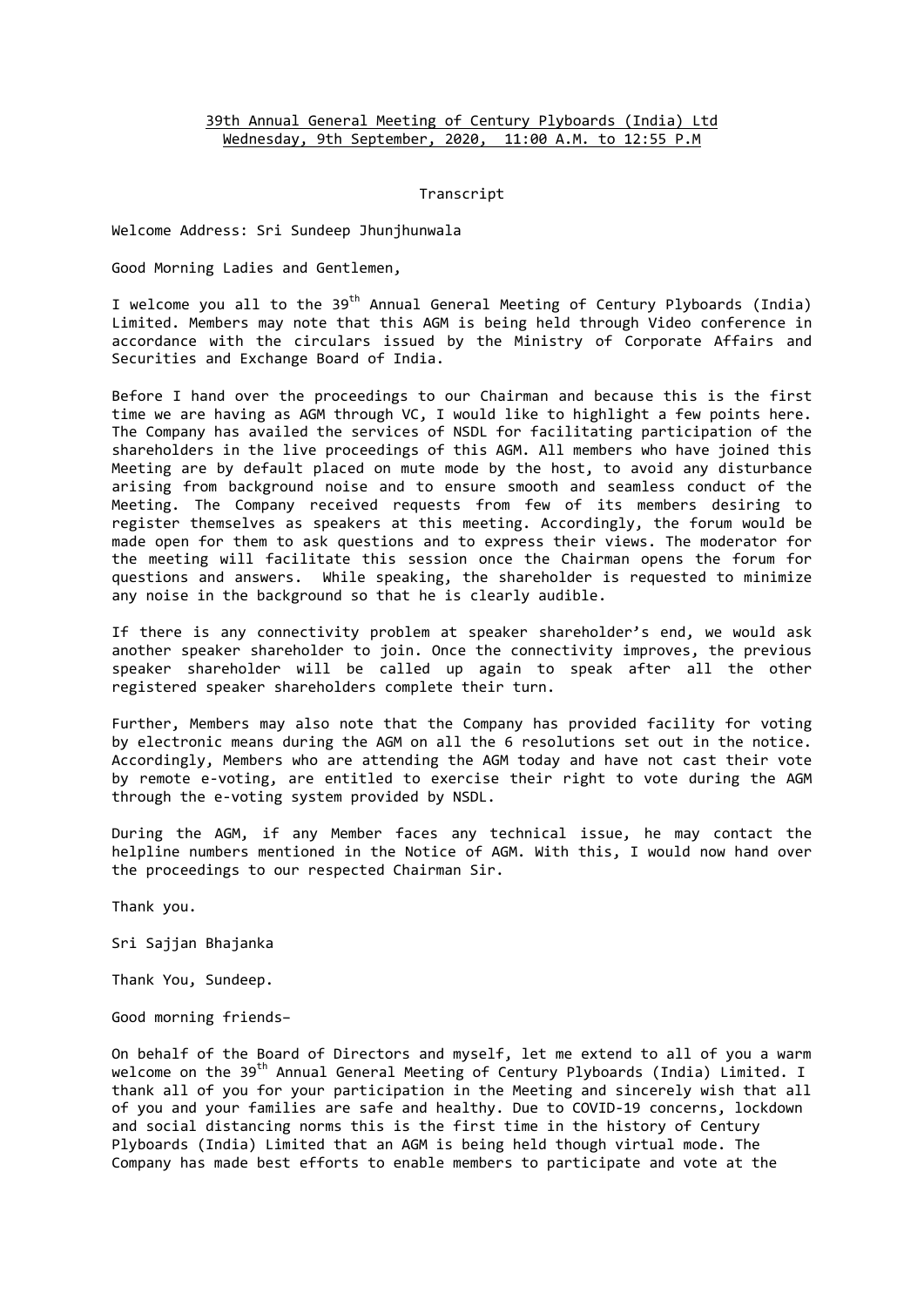39th Annual General Meeting of Century Plyboards (India) Ltd
Wednesday, 9th September, 2020, 11:00 A.M. to 12:55 P.M

Transcript

Welcome Address: Sri Sundeep Jhunjhunwala

Good Morning Ladies and Gentlemen,

I welcome you all to the 39th Annual General Meeting of Century Plyboards (India) Limited. Members may note that this AGM is being held through Video conference in accordance with the circulars issued by the Ministry of Corporate Affairs and Securities and Exchange Board of India.

Before I hand over the proceedings to our Chairman and because this is the first time we are having as AGM through VC, I would like to highlight a few points here. The Company has availed the services of NSDL for facilitating participation of the shareholders in the live proceedings of this AGM. All members who have joined this Meeting are by default placed on mute mode by the host, to avoid any disturbance arising from background noise and to ensure smooth and seamless conduct of the Meeting. The Company received requests from few of its members desiring to register themselves as speakers at this meeting. Accordingly, the forum would be made open for them to ask questions and to express their views. The moderator for the meeting will facilitate this session once the Chairman opens the forum for questions and answers. While speaking, the shareholder is requested to minimize any noise in the background so that he is clearly audible.

If there is any connectivity problem at speaker shareholder's end, we would ask another speaker shareholder to join. Once the connectivity improves, the previous speaker shareholder will be called up again to speak after all the other registered speaker shareholders complete their turn.

Further, Members may also note that the Company has provided facility for voting by electronic means during the AGM on all the 6 resolutions set out in the notice. Accordingly, Members who are attending the AGM today and have not cast their vote by remote e-voting, are entitled to exercise their right to vote during the AGM through the e-voting system provided by NSDL.

During the AGM, if any Member faces any technical issue, he may contact the helpline numbers mentioned in the Notice of AGM. With this, I would now hand over the proceedings to our respected Chairman Sir.

Thank you.

Sri Sajjan Bhajanka

Thank You, Sundeep.

Good morning friends–

On behalf of the Board of Directors and myself, let me extend to all of you a warm welcome on the 39th Annual General Meeting of Century Plyboards (India) Limited. I thank all of you for your participation in the Meeting and sincerely wish that all of you and your families are safe and healthy. Due to COVID-19 concerns, lockdown and social distancing norms this is the first time in the history of Century Plyboards (India) Limited that an AGM is being held though virtual mode. The Company has made best efforts to enable members to participate and vote at the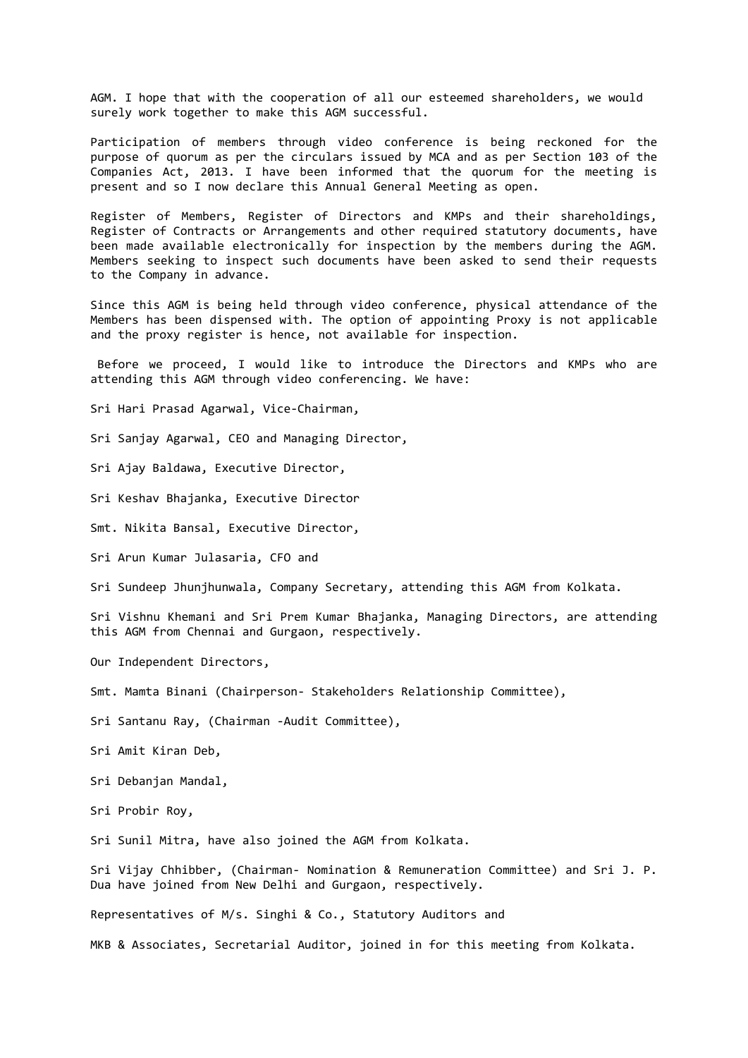AGM. I hope that with the cooperation of all our esteemed shareholders, we would surely work together to make this AGM successful.

Participation of members through video conference is being reckoned for the purpose of quorum as per the circulars issued by MCA and as per Section 103 of the Companies Act, 2013. I have been informed that the quorum for the meeting is present and so I now declare this Annual General Meeting as open.

Register of Members, Register of Directors and KMPs and their shareholdings, Register of Contracts or Arrangements and other required statutory documents, have been made available electronically for inspection by the members during the AGM. Members seeking to inspect such documents have been asked to send their requests to the Company in advance.

Since this AGM is being held through video conference, physical attendance of the Members has been dispensed with. The option of appointing Proxy is not applicable and the proxy register is hence, not available for inspection.

Before we proceed, I would like to introduce the Directors and KMPs who are attending this AGM through video conferencing. We have:

Sri Hari Prasad Agarwal, Vice-Chairman,

Sri Sanjay Agarwal, CEO and Managing Director,

Sri Ajay Baldawa, Executive Director,

Sri Keshav Bhajanka, Executive Director

Smt. Nikita Bansal, Executive Director,

Sri Arun Kumar Julasaria, CFO and

Sri Sundeep Jhunjhunwala, Company Secretary, attending this AGM from Kolkata.

Sri Vishnu Khemani and Sri Prem Kumar Bhajanka, Managing Directors, are attending this AGM from Chennai and Gurgaon, respectively.

Our Independent Directors,

Smt. Mamta Binani (Chairperson- Stakeholders Relationship Committee),

Sri Santanu Ray, (Chairman -Audit Committee),

Sri Amit Kiran Deb,

Sri Debanjan Mandal,

Sri Probir Roy,

Sri Sunil Mitra, have also joined the AGM from Kolkata.

Sri Vijay Chhibber, (Chairman- Nomination & Remuneration Committee) and Sri J. P. Dua have joined from New Delhi and Gurgaon, respectively.

Representatives of M/s. Singhi & Co., Statutory Auditors and

MKB & Associates, Secretarial Auditor, joined in for this meeting from Kolkata.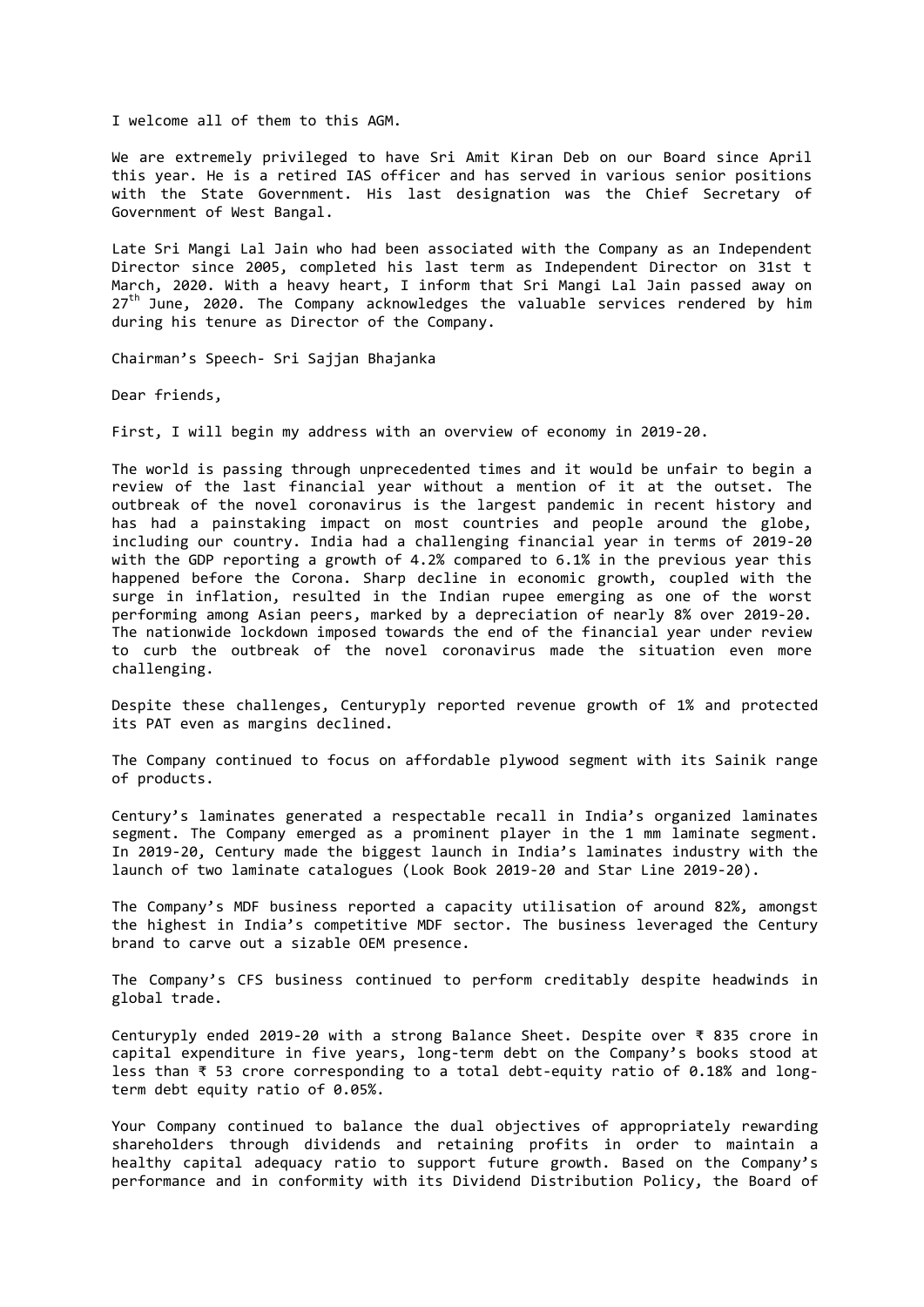I welcome all of them to this AGM.

We are extremely privileged to have Sri Amit Kiran Deb on our Board since April this year. He is a retired IAS officer and has served in various senior positions with the State Government. His last designation was the Chief Secretary of Government of West Bangal.

Late Sri Mangi Lal Jain who had been associated with the Company as an Independent Director since 2005, completed his last term as Independent Director on 31st t March, 2020. With a heavy heart, I inform that Sri Mangi Lal Jain passed away on 27th June, 2020. The Company acknowledges the valuable services rendered by him during his tenure as Director of the Company.

## Chairman's Speech- Sri Sajjan Bhajanka

Dear friends,

First, I will begin my address with an overview of economy in 2019-20.

The world is passing through unprecedented times and it would be unfair to begin a review of the last financial year without a mention of it at the outset. The outbreak of the novel coronavirus is the largest pandemic in recent history and has had a painstaking impact on most countries and people around the globe, including our country. India had a challenging financial year in terms of 2019-20 with the GDP reporting a growth of 4.2% compared to 6.1% in the previous year this happened before the Corona. Sharp decline in economic growth, coupled with the surge in inflation, resulted in the Indian rupee emerging as one of the worst performing among Asian peers, marked by a depreciation of nearly 8% over 2019-20. The nationwide lockdown imposed towards the end of the financial year under review to curb the outbreak of the novel coronavirus made the situation even more challenging.

Despite these challenges, Centuryply reported revenue growth of 1% and protected its PAT even as margins declined.

The Company continued to focus on affordable plywood segment with its Sainik range of products.

Century's laminates generated a respectable recall in India's organized laminates segment. The Company emerged as a prominent player in the 1 mm laminate segment. In 2019-20, Century made the biggest launch in India's laminates industry with the launch of two laminate catalogues (Look Book 2019-20 and Star Line 2019-20).

The Company's MDF business reported a capacity utilisation of around 82%, amongst the highest in India's competitive MDF sector. The business leveraged the Century brand to carve out a sizable OEM presence.

The Company's CFS business continued to perform creditably despite headwinds in global trade.

Centuryply ended 2019-20 with a strong Balance Sheet. Despite over ₹ 835 crore in capital expenditure in five years, long-term debt on the Company's books stood at less than ₹ 53 crore corresponding to a total debt-equity ratio of 0.18% and long-term debt equity ratio of 0.05%.

Your Company continued to balance the dual objectives of appropriately rewarding shareholders through dividends and retaining profits in order to maintain a healthy capital adequacy ratio to support future growth. Based on the Company's performance and in conformity with its Dividend Distribution Policy, the Board of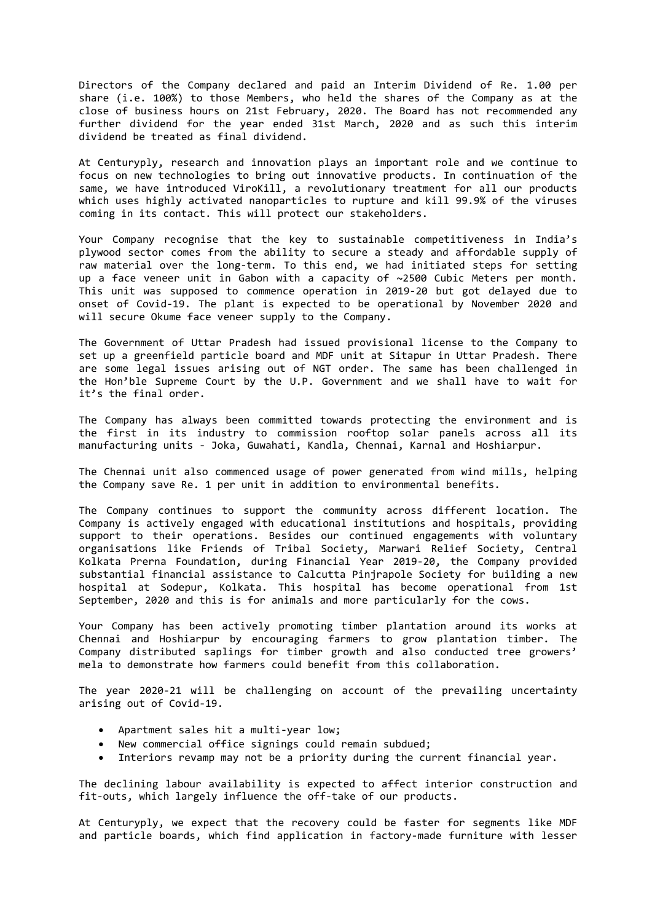Directors of the Company declared and paid an Interim Dividend of Re. 1.00 per share (i.e. 100%) to those Members, who held the shares of the Company as at the close of business hours on 21st February, 2020. The Board has not recommended any further dividend for the year ended 31st March, 2020 and as such this interim dividend be treated as final dividend.

At Centuryply, research and innovation plays an important role and we continue to focus on new technologies to bring out innovative products. In continuation of the same, we have introduced ViroKill, a revolutionary treatment for all our products which uses highly activated nanoparticles to rupture and kill 99.9% of the viruses coming in its contact. This will protect our stakeholders.

Your Company recognise that the key to sustainable competitiveness in India's plywood sector comes from the ability to secure a steady and affordable supply of raw material over the long-term. To this end, we had initiated steps for setting up a face veneer unit in Gabon with a capacity of ~2500 Cubic Meters per month. This unit was supposed to commence operation in 2019-20 but got delayed due to onset of Covid-19. The plant is expected to be operational by November 2020 and will secure Okume face veneer supply to the Company.

The Government of Uttar Pradesh had issued provisional license to the Company to set up a greenfield particle board and MDF unit at Sitapur in Uttar Pradesh. There are some legal issues arising out of NGT order. The same has been challenged in the Hon'ble Supreme Court by the U.P. Government and we shall have to wait for it's the final order.

The Company has always been committed towards protecting the environment and is the first in its industry to commission rooftop solar panels across all its manufacturing units - Joka, Guwahati, Kandla, Chennai, Karnal and Hoshiarpur.

The Chennai unit also commenced usage of power generated from wind mills, helping the Company save Re. 1 per unit in addition to environmental benefits.

The Company continues to support the community across different location. The Company is actively engaged with educational institutions and hospitals, providing support to their operations. Besides our continued engagements with voluntary organisations like Friends of Tribal Society, Marwari Relief Society, Central Kolkata Prerna Foundation, during Financial Year 2019-20, the Company provided substantial financial assistance to Calcutta Pinjrapole Society for building a new hospital at Sodepur, Kolkata. This hospital has become operational from 1st September, 2020 and this is for animals and more particularly for the cows.

Your Company has been actively promoting timber plantation around its works at Chennai and Hoshiarpur by encouraging farmers to grow plantation timber. The Company distributed saplings for timber growth and also conducted tree growers' mela to demonstrate how farmers could benefit from this collaboration.

The year 2020-21 will be challenging on account of the prevailing uncertainty arising out of Covid-19.

- Apartment sales hit a multi-year low;
- New commercial office signings could remain subdued;
- Interiors revamp may not be a priority during the current financial year.

The declining labour availability is expected to affect interior construction and fit-outs, which largely influence the off-take of our products.

At Centuryply, we expect that the recovery could be faster for segments like MDF and particle boards, which find application in factory-made furniture with lesser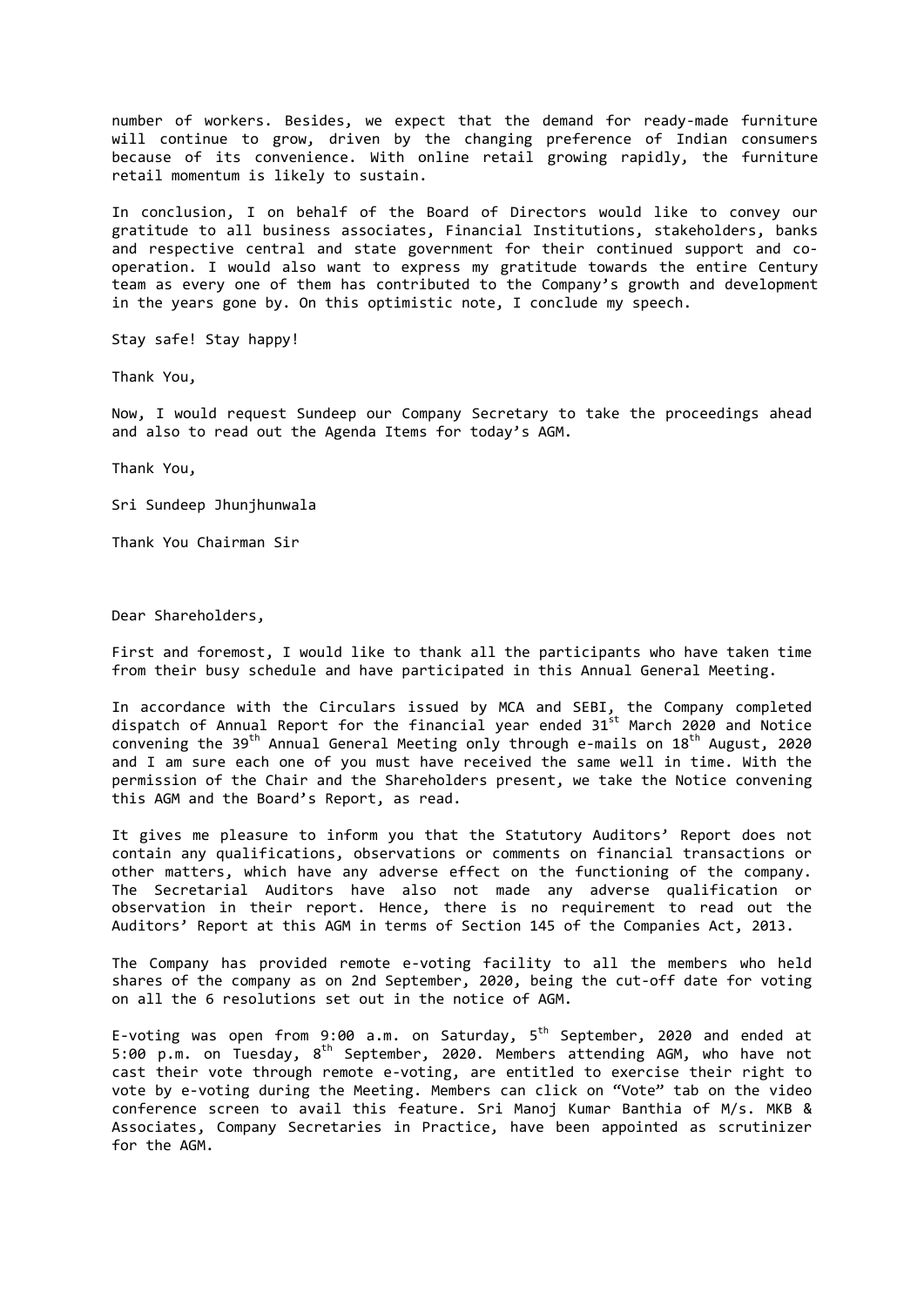number of workers. Besides, we expect that the demand for ready-made furniture will continue to grow, driven by the changing preference of Indian consumers because of its convenience. With online retail growing rapidly, the furniture retail momentum is likely to sustain.

In conclusion, I on behalf of the Board of Directors would like to convey our gratitude to all business associates, Financial Institutions, stakeholders, banks and respective central and state government for their continued support and co-operation. I would also want to express my gratitude towards the entire Century team as every one of them has contributed to the Company's growth and development in the years gone by. On this optimistic note, I conclude my speech.

Stay safe! Stay happy!

Thank You,

Now, I would request Sundeep our Company Secretary to take the proceedings ahead and also to read out the Agenda Items for today's AGM.

Thank You,

Sri Sundeep Jhunjhunwala

Thank You Chairman Sir

Dear Shareholders,

First and foremost, I would like to thank all the participants who have taken time from their busy schedule and have participated in this Annual General Meeting.

In accordance with the Circulars issued by MCA and SEBI, the Company completed dispatch of Annual Report for the financial year ended 31st March 2020 and Notice convening the 39th Annual General Meeting only through e-mails on 18th August, 2020 and I am sure each one of you must have received the same well in time. With the permission of the Chair and the Shareholders present, we take the Notice convening this AGM and the Board's Report, as read.

It gives me pleasure to inform you that the Statutory Auditors' Report does not contain any qualifications, observations or comments on financial transactions or other matters, which have any adverse effect on the functioning of the company. The Secretarial Auditors have also not made any adverse qualification or observation in their report. Hence, there is no requirement to read out the Auditors' Report at this AGM in terms of Section 145 of the Companies Act, 2013.

The Company has provided remote e-voting facility to all the members who held shares of the company as on 2nd September, 2020, being the cut-off date for voting on all the 6 resolutions set out in the notice of AGM.

E-voting was open from 9:00 a.m. on Saturday, 5th September, 2020 and ended at 5:00 p.m. on Tuesday, 8th September, 2020. Members attending AGM, who have not cast their vote through remote e-voting, are entitled to exercise their right to vote by e-voting during the Meeting. Members can click on "Vote" tab on the video conference screen to avail this feature. Sri Manoj Kumar Banthia of M/s. MKB & Associates, Company Secretaries in Practice, have been appointed as scrutinizer for the AGM.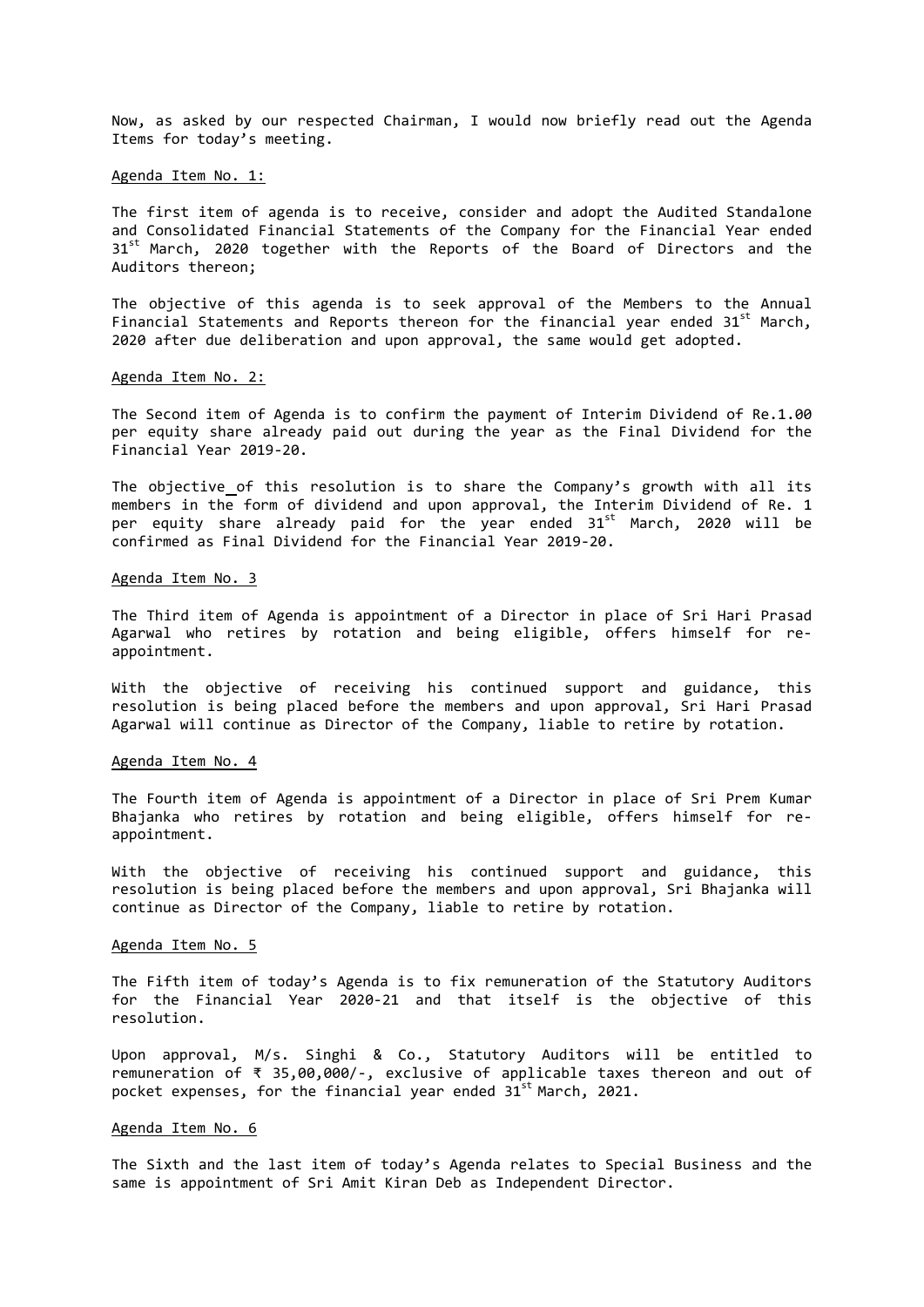Now, as asked by our respected Chairman, I would now briefly read out the Agenda Items for today's meeting.

Agenda Item No. 1:

The first item of agenda is to receive, consider and adopt the Audited Standalone and Consolidated Financial Statements of the Company for the Financial Year ended 31st March, 2020 together with the Reports of the Board of Directors and the Auditors thereon;

The objective of this agenda is to seek approval of the Members to the Annual Financial Statements and Reports thereon for the financial year ended 31st March, 2020 after due deliberation and upon approval, the same would get adopted.

Agenda Item No. 2:

The Second item of Agenda is to confirm the payment of Interim Dividend of Re.1.00 per equity share already paid out during the year as the Final Dividend for the Financial Year 2019-20.

The objective of this resolution is to share the Company's growth with all its members in the form of dividend and upon approval, the Interim Dividend of Re. 1 per equity share already paid for the year ended 31st March, 2020 will be confirmed as Final Dividend for the Financial Year 2019-20.

Agenda Item No. 3

The Third item of Agenda is appointment of a Director in place of Sri Hari Prasad Agarwal who retires by rotation and being eligible, offers himself for re-appointment.

With the objective of receiving his continued support and guidance, this resolution is being placed before the members and upon approval, Sri Hari Prasad Agarwal will continue as Director of the Company, liable to retire by rotation.

Agenda Item No. 4

The Fourth item of Agenda is appointment of a Director in place of Sri Prem Kumar Bhajanka who retires by rotation and being eligible, offers himself for re-appointment.

With the objective of receiving his continued support and guidance, this resolution is being placed before the members and upon approval, Sri Bhajanka will continue as Director of the Company, liable to retire by rotation.

Agenda Item No. 5

The Fifth item of today's Agenda is to fix remuneration of the Statutory Auditors for the Financial Year 2020-21 and that itself is the objective of this resolution.

Upon approval, M/s. Singhi & Co., Statutory Auditors will be entitled to remuneration of ₹ 35,00,000/-, exclusive of applicable taxes thereon and out of pocket expenses, for the financial year ended 31st March, 2021.

Agenda Item No. 6

The Sixth and the last item of today's Agenda relates to Special Business and the same is appointment of Sri Amit Kiran Deb as Independent Director.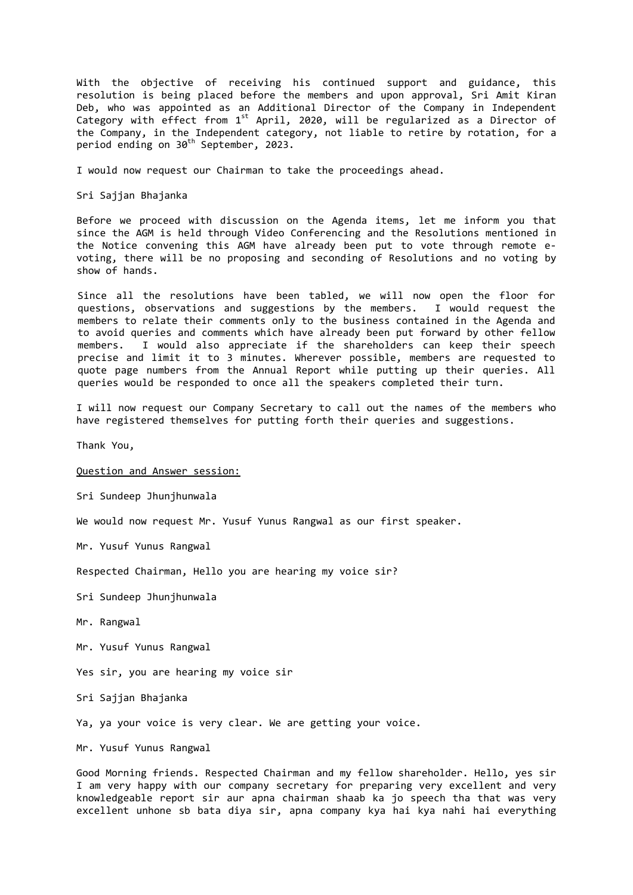With the objective of receiving his continued support and guidance, this resolution is being placed before the members and upon approval, Sri Amit Kiran Deb, who was appointed as an Additional Director of the Company in Independent Category with effect from 1st April, 2020, will be regularized as a Director of the Company, in the Independent category, not liable to retire by rotation, for a period ending on 30th September, 2023.

I would now request our Chairman to take the proceedings ahead.

Sri Sajjan Bhajanka

Before we proceed with discussion on the Agenda items, let me inform you that since the AGM is held through Video Conferencing and the Resolutions mentioned in the Notice convening this AGM have already been put to vote through remote e-voting, there will be no proposing and seconding of Resolutions and no voting by show of hands.

Since all the resolutions have been tabled, we will now open the floor for questions, observations and suggestions by the members. I would request the members to relate their comments only to the business contained in the Agenda and to avoid queries and comments which have already been put forward by other fellow members. I would also appreciate if the shareholders can keep their speech precise and limit it to 3 minutes. Wherever possible, members are requested to quote page numbers from the Annual Report while putting up their queries. All queries would be responded to once all the speakers completed their turn.

I will now request our Company Secretary to call out the names of the members who have registered themselves for putting forth their queries and suggestions.

Thank You,

<u>Question and Answer session:</u>

Sri Sundeep Jhunjhunwala

We would now request Mr. Yusuf Yunus Rangwal as our first speaker.

Mr. Yusuf Yunus Rangwal

Respected Chairman, Hello you are hearing my voice sir?

Sri Sundeep Jhunjhunwala

Mr. Rangwal

Mr. Yusuf Yunus Rangwal

Yes sir, you are hearing my voice sir

Sri Sajjan Bhajanka

Ya, ya your voice is very clear. We are getting your voice.

Mr. Yusuf Yunus Rangwal

Good Morning friends. Respected Chairman and my fellow shareholder. Hello, yes sir I am very happy with our company secretary for preparing very excellent and very knowledgeable report sir aur apna chairman shaab ka jo speech tha that was very excellent unhone sb bata diya sir, apna company kya hai kya nahi hai everything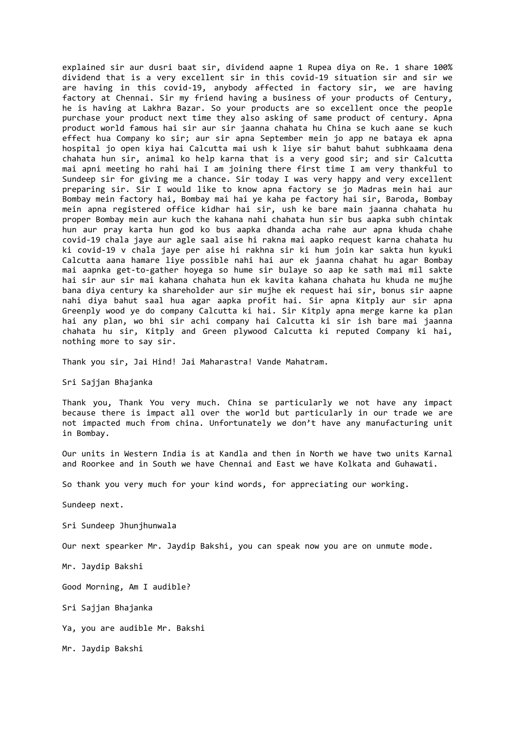explained sir aur dusri baat sir, dividend aapne 1 Rupea diya on Re. 1 share 100% dividend that is a very excellent sir in this covid-19 situation sir and sir we are having in this covid-19, anybody affected in factory sir, we are having factory at Chennai. Sir my friend having a business of your products of Century, he is having at Lakhra Bazar. So your products are so excellent once the people purchase your product next time they also asking of same product of century. Apna product world famous hai sir aur sir jaanna chahata hu China se kuch aane se kuch effect hua Company ko sir; aur sir apna September mein jo app ne bataya ek apna hospital jo open kiya hai Calcutta mai ush k liye sir bahut bahut subhkaama dena chahata hun sir, animal ko help karna that is a very good sir; and sir Calcutta mai apni meeting ho rahi hai I am joining there first time I am very thankful to Sundeep sir for giving me a chance. Sir today I was very happy and very excellent preparing sir. Sir I would like to know apna factory se jo Madras mein hai aur Bombay mein factory hai, Bombay mai hai ye kaha pe factory hai sir, Baroda, Bombay mein apna registered office kidhar hai sir, ush ke bare main jaanna chahata hu proper Bombay mein aur kuch the kahana nahi chahata hun sir bus aapka subh chintak hun aur pray karta hun god ko bus aapka dhanda acha rahe aur apna khuda chahe covid-19 chala jaye aur agle saal aise hi rakna mai aapko request karna chahata hu ki covid-19 v chala jaye per aise hi rakhna sir ki hum join kar sakta hun kyuki Calcutta aana hamare liye possible nahi hai aur ek jaanna chahat hu agar Bombay mai aapnka get-to-gather hoyega so hume sir bulaye so aap ke sath mai mil sakte hai sir aur sir mai kahana chahata hun ek kavita kahana chahata hu khuda ne mujhe bana diya century ka shareholder aur sir mujhe ek request hai sir, bonus sir aapne nahi diya bahut saal hua agar aapka profit hai. Sir apna Kitply aur sir apna Greenply wood ye do company Calcutta ki hai. Sir Kitply apna merge karne ka plan hai any plan, wo bhi sir achi company hai Calcutta ki sir ish bare mai jaanna chahata hu sir, Kitply and Green plywood Calcutta ki reputed Company ki hai, nothing more to say sir.

Thank you sir, Jai Hind! Jai Maharastra! Vande Mahatram.

Sri Sajjan Bhajanka

Thank you, Thank You very much. China se particularly we not have any impact because there is impact all over the world but particularly in our trade we are not impacted much from china. Unfortunately we don't have any manufacturing unit in Bombay.

Our units in Western India is at Kandla and then in North we have two units Karnal and Roorkee and in South we have Chennai and East we have Kolkata and Guhawati.

So thank you very much for your kind words, for appreciating our working.

Sundeep next.

Sri Sundeep Jhunjhunwala

Our next spearker Mr. Jaydip Bakshi, you can speak now you are on unmute mode.

Mr. Jaydip Bakshi

Good Morning, Am I audible?

Sri Sajjan Bhajanka

Ya, you are audible Mr. Bakshi

Mr. Jaydip Bakshi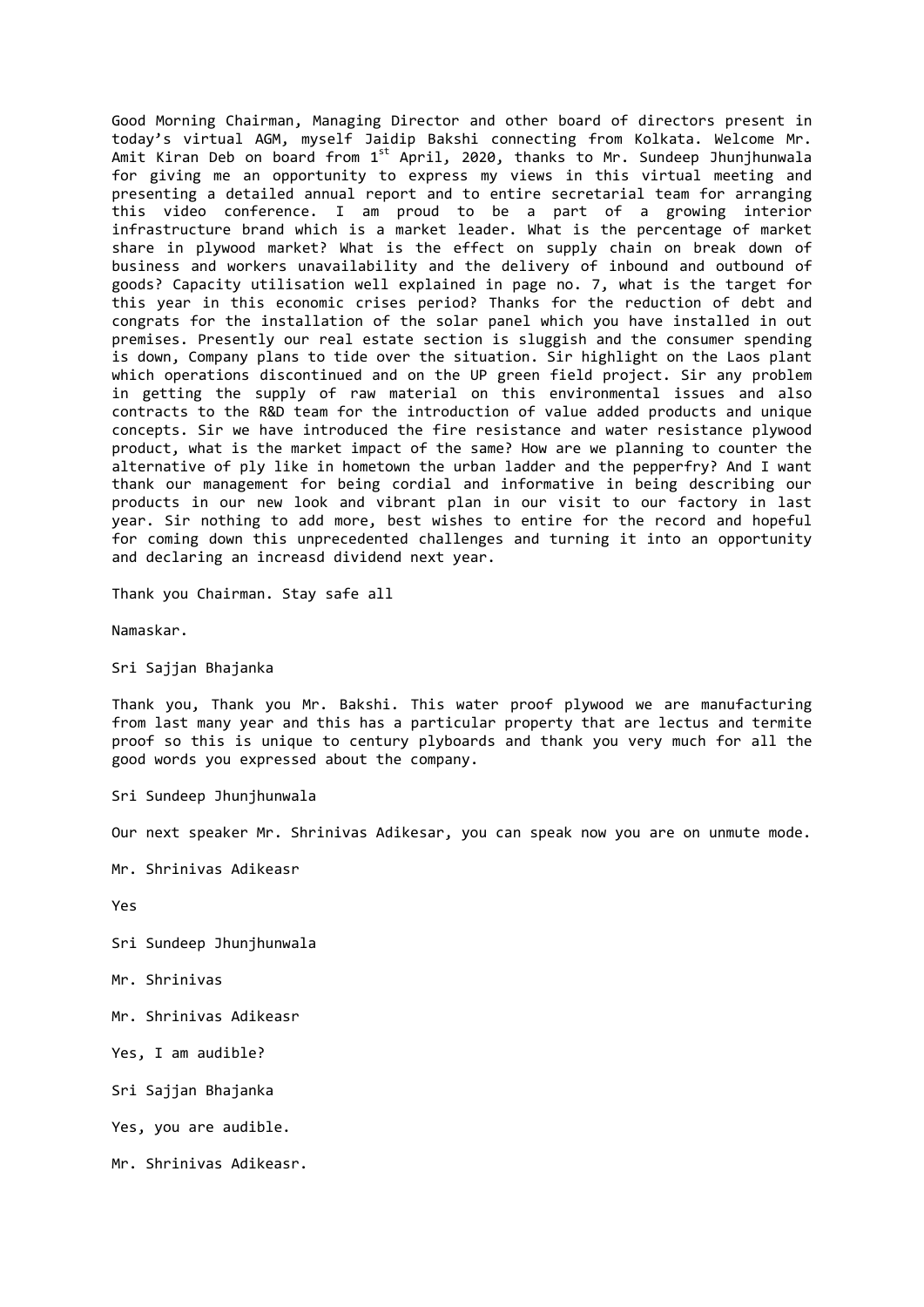Good Morning Chairman, Managing Director and other board of directors present in today's virtual AGM, myself Jaidip Bakshi connecting from Kolkata. Welcome Mr. Amit Kiran Deb on board from 1st April, 2020, thanks to Mr. Sundeep Jhunjhunwala for giving me an opportunity to express my views in this virtual meeting and presenting a detailed annual report and to entire secretarial team for arranging this video conference. I am proud to be a part of a growing interior infrastructure brand which is a market leader. What is the percentage of market share in plywood market? What is the effect on supply chain on break down of business and workers unavailability and the delivery of inbound and outbound of goods? Capacity utilisation well explained in page no. 7, what is the target for this year in this economic crises period? Thanks for the reduction of debt and congrats for the installation of the solar panel which you have installed in out premises. Presently our real estate section is sluggish and the consumer spending is down, Company plans to tide over the situation. Sir highlight on the Laos plant which operations discontinued and on the UP green field project. Sir any problem in getting the supply of raw material on this environmental issues and also contracts to the R&D team for the introduction of value added products and unique concepts. Sir we have introduced the fire resistance and water resistance plywood product, what is the market impact of the same? How are we planning to counter the alternative of ply like in hometown the urban ladder and the pepperfry? And I want thank our management for being cordial and informative in being describing our products in our new look and vibrant plan in our visit to our factory in last year. Sir nothing to add more, best wishes to entire for the record and hopeful for coming down this unprecedented challenges and turning it into an opportunity and declaring an increasd dividend next year.

Thank you Chairman. Stay safe all

Namaskar.

Sri Sajjan Bhajanka

Thank you, Thank you Mr. Bakshi. This water proof plywood we are manufacturing from last many year and this has a particular property that are lectus and termite proof so this is unique to century plyboards and thank you very much for all the good words you expressed about the company.

Sri Sundeep Jhunjhunwala

Our next speaker Mr. Shrinivas Adikesar, you can speak now you are on unmute mode.

Mr. Shrinivas Adikeasr

Yes

Sri Sundeep Jhunjhunwala

Mr. Shrinivas

Mr. Shrinivas Adikeasr

Yes, I am audible?

Sri Sajjan Bhajanka

Yes, you are audible.

Mr. Shrinivas Adikeasr.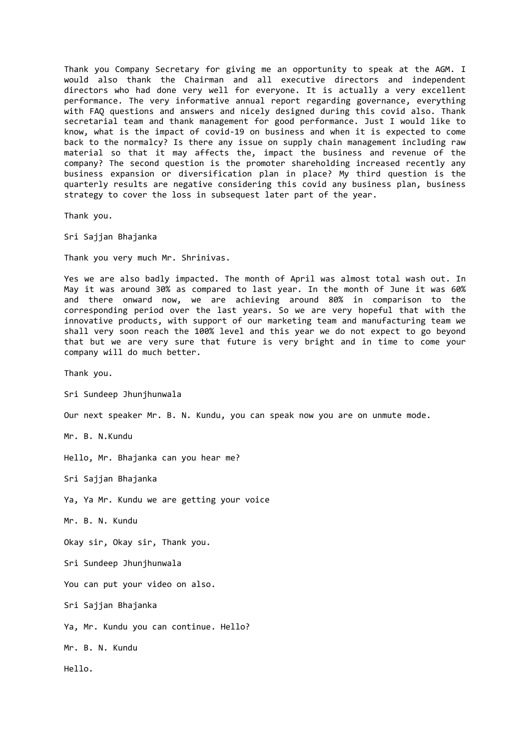Thank you Company Secretary for giving me an opportunity to speak at the AGM. I would also thank the Chairman and all executive directors and independent directors who had done very well for everyone. It is actually a very excellent performance. The very informative annual report regarding governance, everything with FAQ questions and answers and nicely designed during this covid also. Thank secretarial team and thank management for good performance. Just I would like to know, what is the impact of covid-19 on business and when it is expected to come back to the normalcy? Is there any issue on supply chain management including raw material so that it may affects the, impact the business and revenue of the company? The second question is the promoter shareholding increased recently any business expansion or diversification plan in place? My third question is the quarterly results are negative considering this covid any business plan, business strategy to cover the loss in subsequest later part of the year.

Thank you.

Sri Sajjan Bhajanka

Thank you very much Mr. Shrinivas.

Yes we are also badly impacted. The month of April was almost total wash out. In May it was around 30% as compared to last year. In the month of June it was 60% and there onward now, we are achieving around 80% in comparison to the corresponding period over the last years. So we are very hopeful that with the innovative products, with support of our marketing team and manufacturing team we shall very soon reach the 100% level and this year we do not expect to go beyond that but we are very sure that future is very bright and in time to come your company will do much better.

Thank you.

Sri Sundeep Jhunjhunwala

Our next speaker Mr. B. N. Kundu, you can speak now you are on unmute mode.

Mr. B. N.Kundu

Hello, Mr. Bhajanka can you hear me?

Sri Sajjan Bhajanka

Ya, Ya Mr. Kundu we are getting your voice

Mr. B. N. Kundu

Okay sir, Okay sir, Thank you.

Sri Sundeep Jhunjhunwala

You can put your video on also.

Sri Sajjan Bhajanka

Ya, Mr. Kundu you can continue. Hello?

Mr. B. N. Kundu

Hello.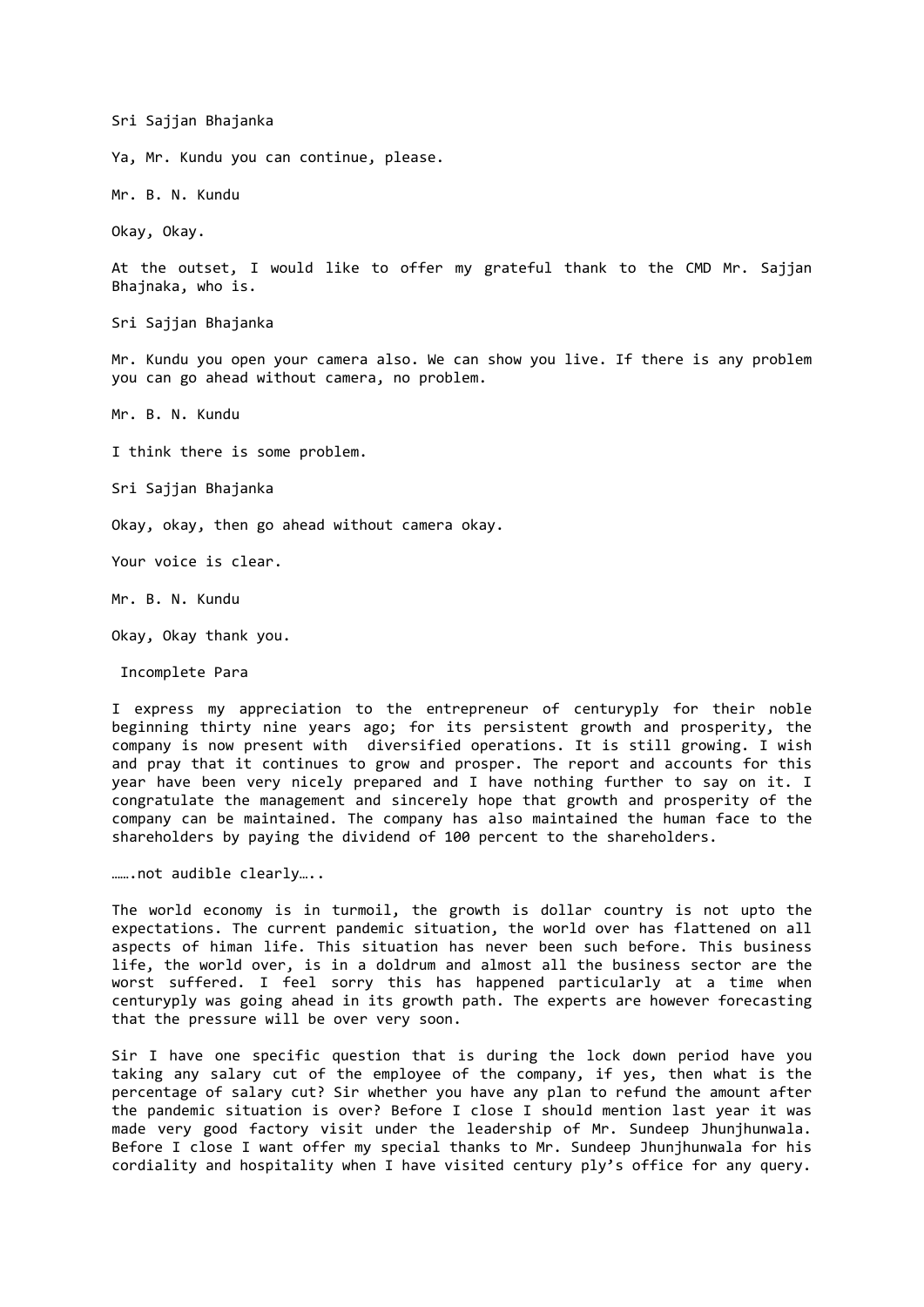Sri Sajjan Bhajanka

Ya, Mr. Kundu you can continue, please.

Mr. B. N. Kundu

Okay, Okay.

At the outset, I would like to offer my grateful thank to the CMD Mr. Sajjan Bhajnaka, who is.

Sri Sajjan Bhajanka

Mr. Kundu you open your camera also. We can show you live. If there is any problem you can go ahead without camera, no problem.

Mr. B. N. Kundu

I think there is some problem.

Sri Sajjan Bhajanka

Okay, okay, then go ahead without camera okay.

Your voice is clear.

Mr. B. N. Kundu

Okay, Okay thank you.

Incomplete Para

I express my appreciation to the entrepreneur of centuryply for their noble beginning thirty nine years ago; for its persistent growth and prosperity, the company is now present with diversified operations. It is still growing. I wish and pray that it continues to grow and prosper. The report and accounts for this year have been very nicely prepared and I have nothing further to say on it. I congratulate the management and sincerely hope that growth and prosperity of the company can be maintained. The company has also maintained the human face to the shareholders by paying the dividend of 100 percent to the shareholders.

…….not audible clearly…..

The world economy is in turmoil, the growth is dollar country is not upto the expectations. The current pandemic situation, the world over has flattened on all aspects of himan life. This situation has never been such before. This business life, the world over, is in a doldrum and almost all the business sector are the worst suffered. I feel sorry this has happened particularly at a time when centuryply was going ahead in its growth path. The experts are however forecasting that the pressure will be over very soon.

Sir I have one specific question that is during the lock down period have you taking any salary cut of the employee of the company, if yes, then what is the percentage of salary cut? Sir whether you have any plan to refund the amount after the pandemic situation is over? Before I close I should mention last year it was made very good factory visit under the leadership of Mr. Sundeep Jhunjhunwala. Before I close I want offer my special thanks to Mr. Sundeep Jhunjhunwala for his cordiality and hospitality when I have visited century ply's office for any query.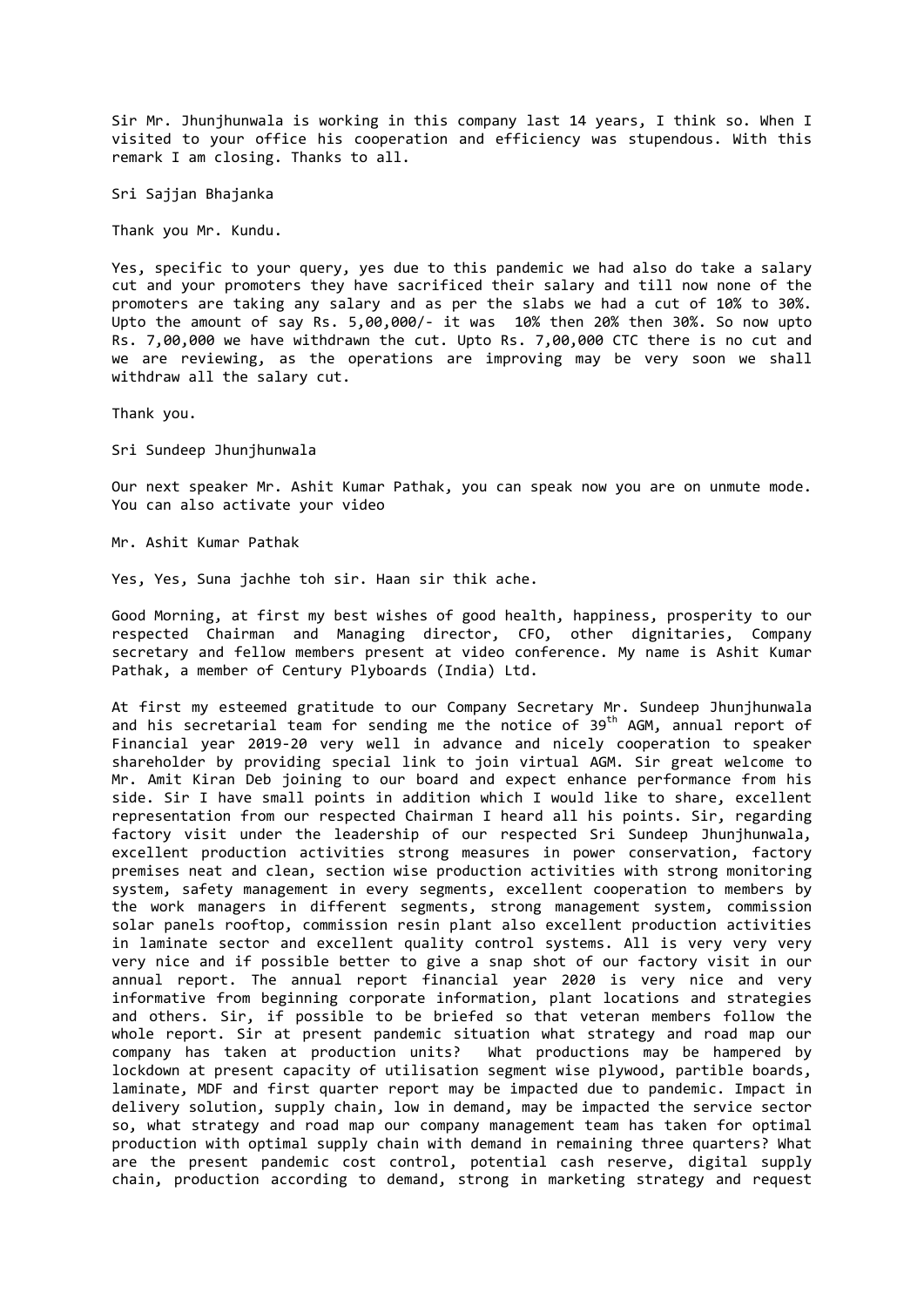Sir Mr. Jhunjhunwala is working in this company last 14 years, I think so. When I visited to your office his cooperation and efficiency was stupendous. With this remark I am closing. Thanks to all.

Sri Sajjan Bhajanka

Thank you Mr. Kundu.

Yes, specific to your query, yes due to this pandemic we had also do take a salary cut and your promoters they have sacrificed their salary and till now none of the promoters are taking any salary and as per the slabs we had a cut of 10% to 30%. Upto the amount of say Rs. 5,00,000/- it was 10% then 20% then 30%. So now upto Rs. 7,00,000 we have withdrawn the cut. Upto Rs. 7,00,000 CTC there is no cut and we are reviewing, as the operations are improving may be very soon we shall withdraw all the salary cut.

Thank you.

Sri Sundeep Jhunjhunwala

Our next speaker Mr. Ashit Kumar Pathak, you can speak now you are on unmute mode. You can also activate your video

Mr. Ashit Kumar Pathak

Yes, Yes, Suna jachhe toh sir. Haan sir thik ache.

Good Morning, at first my best wishes of good health, happiness, prosperity to our respected Chairman and Managing director, CFO, other dignitaries, Company secretary and fellow members present at video conference. My name is Ashit Kumar Pathak, a member of Century Plyboards (India) Ltd.

At first my esteemed gratitude to our Company Secretary Mr. Sundeep Jhunjhunwala and his secretarial team for sending me the notice of 39th AGM, annual report of Financial year 2019-20 very well in advance and nicely cooperation to speaker shareholder by providing special link to join virtual AGM. Sir great welcome to Mr. Amit Kiran Deb joining to our board and expect enhance performance from his side. Sir I have small points in addition which I would like to share, excellent representation from our respected Chairman I heard all his points. Sir, regarding factory visit under the leadership of our respected Sri Sundeep Jhunjhunwala, excellent production activities strong measures in power conservation, factory premises neat and clean, section wise production activities with strong monitoring system, safety management in every segments, excellent cooperation to members by the work managers in different segments, strong management system, commission solar panels rooftop, commission resin plant also excellent production activities in laminate sector and excellent quality control systems. All is very very very very nice and if possible better to give a snap shot of our factory visit in our annual report. The annual report financial year 2020 is very nice and very informative from beginning corporate information, plant locations and strategies and others. Sir, if possible to be briefed so that veteran members follow the whole report. Sir at present pandemic situation what strategy and road map our company has taken at production units? What productions may be hampered by lockdown at present capacity of utilisation segment wise plywood, partible boards, laminate, MDF and first quarter report may be impacted due to pandemic. Impact in delivery solution, supply chain, low in demand, may be impacted the service sector so, what strategy and road map our company management team has taken for optimal production with optimal supply chain with demand in remaining three quarters? What are the present pandemic cost control, potential cash reserve, digital supply chain, production according to demand, strong in marketing strategy and request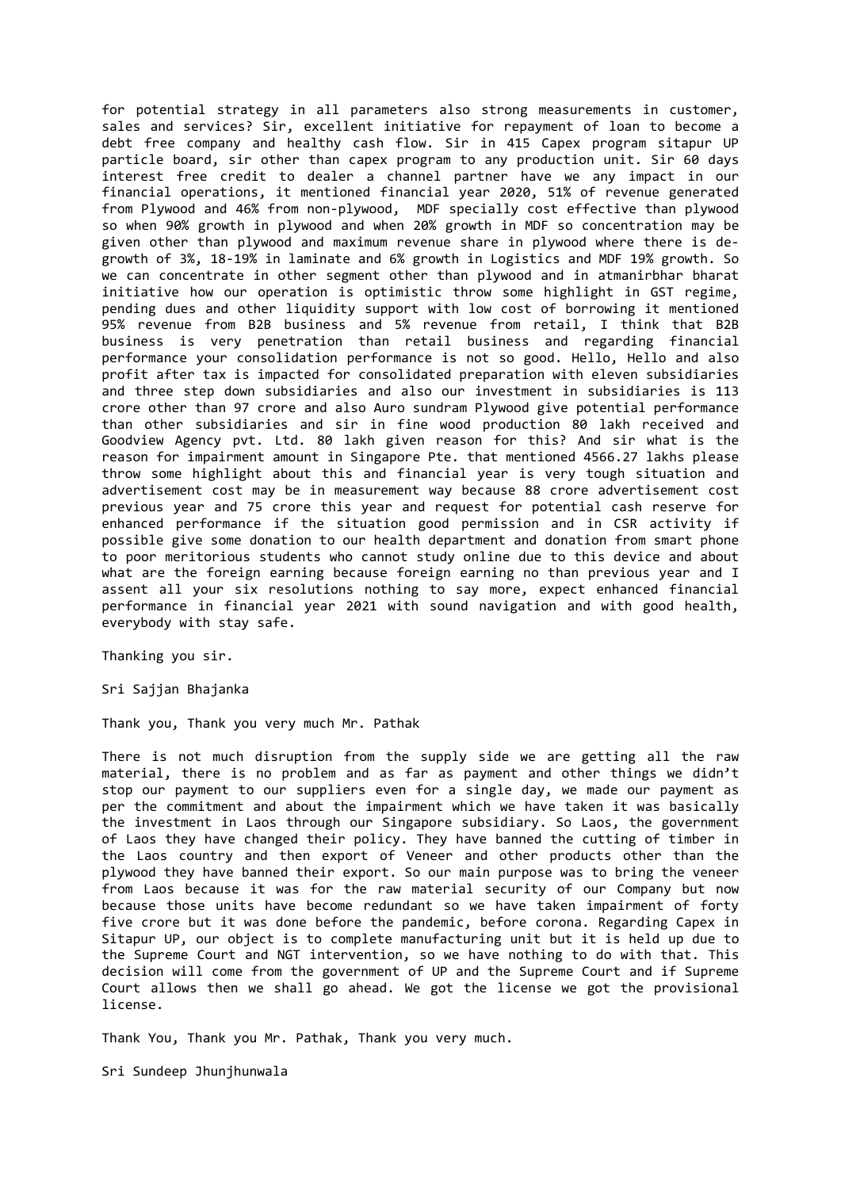for potential strategy in all parameters also strong measurements in customer, sales and services? Sir, excellent initiative for repayment of loan to become a debt free company and healthy cash flow. Sir in 415 Capex program sitapur UP particle board, sir other than capex program to any production unit. Sir 60 days interest free credit to dealer a channel partner have we any impact in our financial operations, it mentioned financial year 2020, 51% of revenue generated from Plywood and 46% from non-plywood, MDF specially cost effective than plywood so when 90% growth in plywood and when 20% growth in MDF so concentration may be given other than plywood and maximum revenue share in plywood where there is de-growth of 3%, 18-19% in laminate and 6% growth in Logistics and MDF 19% growth. So we can concentrate in other segment other than plywood and in atmanirbhar bharat initiative how our operation is optimistic throw some highlight in GST regime, pending dues and other liquidity support with low cost of borrowing it mentioned 95% revenue from B2B business and 5% revenue from retail, I think that B2B business is very penetration than retail business and regarding financial performance your consolidation performance is not so good. Hello, Hello and also profit after tax is impacted for consolidated preparation with eleven subsidiaries and three step down subsidiaries and also our investment in subsidiaries is 113 crore other than 97 crore and also Auro sundram Plywood give potential performance than other subsidiaries and sir in fine wood production 80 lakh received and Goodview Agency pvt. Ltd. 80 lakh given reason for this? And sir what is the reason for impairment amount in Singapore Pte. that mentioned 4566.27 lakhs please throw some highlight about this and financial year is very tough situation and advertisement cost may be in measurement way because 88 crore advertisement cost previous year and 75 crore this year and request for potential cash reserve for enhanced performance if the situation good permission and in CSR activity if possible give some donation to our health department and donation from smart phone to poor meritorious students who cannot study online due to this device and about what are the foreign earning because foreign earning no than previous year and I assent all your six resolutions nothing to say more, expect enhanced financial performance in financial year 2021 with sound navigation and with good health, everybody with stay safe.

Thanking you sir.

Sri Sajjan Bhajanka

Thank you, Thank you very much Mr. Pathak

There is not much disruption from the supply side we are getting all the raw material, there is no problem and as far as payment and other things we didn't stop our payment to our suppliers even for a single day, we made our payment as per the commitment and about the impairment which we have taken it was basically the investment in Laos through our Singapore subsidiary. So Laos, the government of Laos they have changed their policy. They have banned the cutting of timber in the Laos country and then export of Veneer and other products other than the plywood they have banned their export. So our main purpose was to bring the veneer from Laos because it was for the raw material security of our Company but now because those units have become redundant so we have taken impairment of forty five crore but it was done before the pandemic, before corona. Regarding Capex in Sitapur UP, our object is to complete manufacturing unit but it is held up due to the Supreme Court and NGT intervention, so we have nothing to do with that. This decision will come from the government of UP and the Supreme Court and if Supreme Court allows then we shall go ahead. We got the license we got the provisional license.

Thank You, Thank you Mr. Pathak, Thank you very much.

Sri Sundeep Jhunjhunwala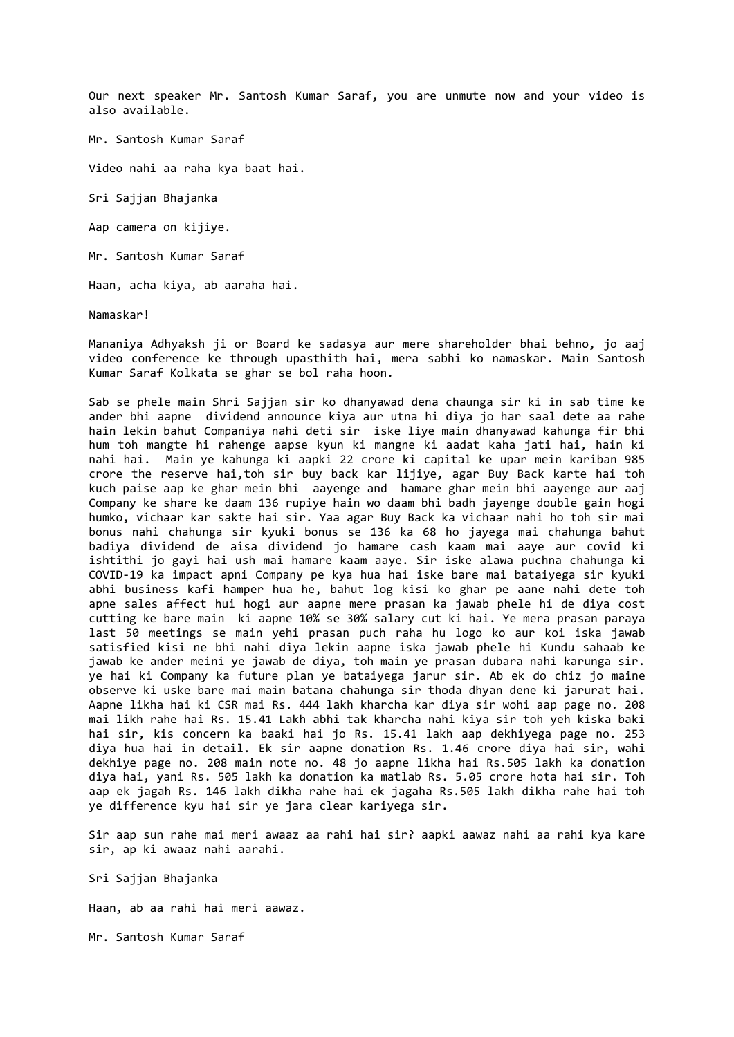Our next speaker Mr. Santosh Kumar Saraf, you are unmute now and your video is also available.

Mr. Santosh Kumar Saraf

Video nahi aa raha kya baat hai.

Sri Sajjan Bhajanka

Aap camera on kijiye.

Mr. Santosh Kumar Saraf

Haan, acha kiya, ab aaraha hai.

Namaskar!

Mananiya Adhyaksh ji or Board ke sadasya aur mere shareholder bhai behno, jo aaj video conference ke through upasthith hai, mera sabhi ko namaskar. Main Santosh Kumar Saraf Kolkata se ghar se bol raha hoon.

Sab se phele main Shri Sajjan sir ko dhanyawad dena chaunga sir ki in sab time ke ander bhi aapne dividend announce kiya aur utna hi diya jo har saal dete aa rahe hain lekin bahut Companiya nahi deti sir iske liye main dhanyawad kahunga fir bhi hum toh mangte hi rahenge aapse kyun ki mangne ki aadat kaha jati hai, hain ki nahi hai. Main ye kahunga ki aapki 22 crore ki capital ke upar mein kariban 985 crore the reserve hai,toh sir buy back kar lijiye, agar Buy Back karte hai toh kuch paise aap ke ghar mein bhi aayenge and hamare ghar mein bhi aayenge aur aaj Company ke share ke daam 136 rupiye hain wo daam bhi badh jayenge double gain hogi humko, vichaar kar sakte hai sir. Yaa agar Buy Back ka vichaar nahi ho toh sir mai bonus nahi chahunga sir kyuki bonus se 136 ka 68 ho jayega mai chahunga bahut badiya dividend de aisa dividend jo hamare cash kaam mai aaye aur covid ki ishtithi jo gayi hai ush mai hamare kaam aaye. Sir iske alawa puchna chahunga ki COVID-19 ka impact apni Company pe kya hua hai iske bare mai bataiyega sir kyuki abhi business kafi hamper hua he, bahut log kisi ko ghar pe aane nahi dete toh apne sales affect hui hogi aur aapne mere prasan ka jawab phele hi de diya cost cutting ke bare main ki aapne 10% se 30% salary cut ki hai. Ye mera prasan paraya last 50 meetings se main yehi prasan puch raha hu logo ko aur koi iska jawab satisfied kisi ne bhi nahi diya lekin aapne iska jawab phele hi Kundu sahaab ke jawab ke ander meini ye jawab de diya, toh main ye prasan dubara nahi karunga sir. ye hai ki Company ka future plan ye bataiyega jarur sir. Ab ek do chiz jo maine observe ki uske bare mai main batana chahunga sir thoda dhyan dene ki jarurat hai. Aapne likha hai ki CSR mai Rs. 444 lakh kharcha kar diya sir wohi aap page no. 208 mai likh rahe hai Rs. 15.41 Lakh abhi tak kharcha nahi kiya sir toh yeh kiska baki hai sir, kis concern ka baaki hai jo Rs. 15.41 lakh aap dekhiyega page no. 253 diya hua hai in detail. Ek sir aapne donation Rs. 1.46 crore diya hai sir, wahi dekhiye page no. 208 main note no. 48 jo aapne likha hai Rs.505 lakh ka donation diya hai, yani Rs. 505 lakh ka donation ka matlab Rs. 5.05 crore hota hai sir. Toh aap ek jagah Rs. 146 lakh dikha rahe hai ek jagaha Rs.505 lakh dikha rahe hai toh ye difference kyu hai sir ye jara clear kariyega sir.

Sir aap sun rahe mai meri awaaz aa rahi hai sir? aapki aawaz nahi aa rahi kya kare sir, ap ki awaaz nahi aarahi.

Sri Sajjan Bhajanka

Haan, ab aa rahi hai meri aawaz.

Mr. Santosh Kumar Saraf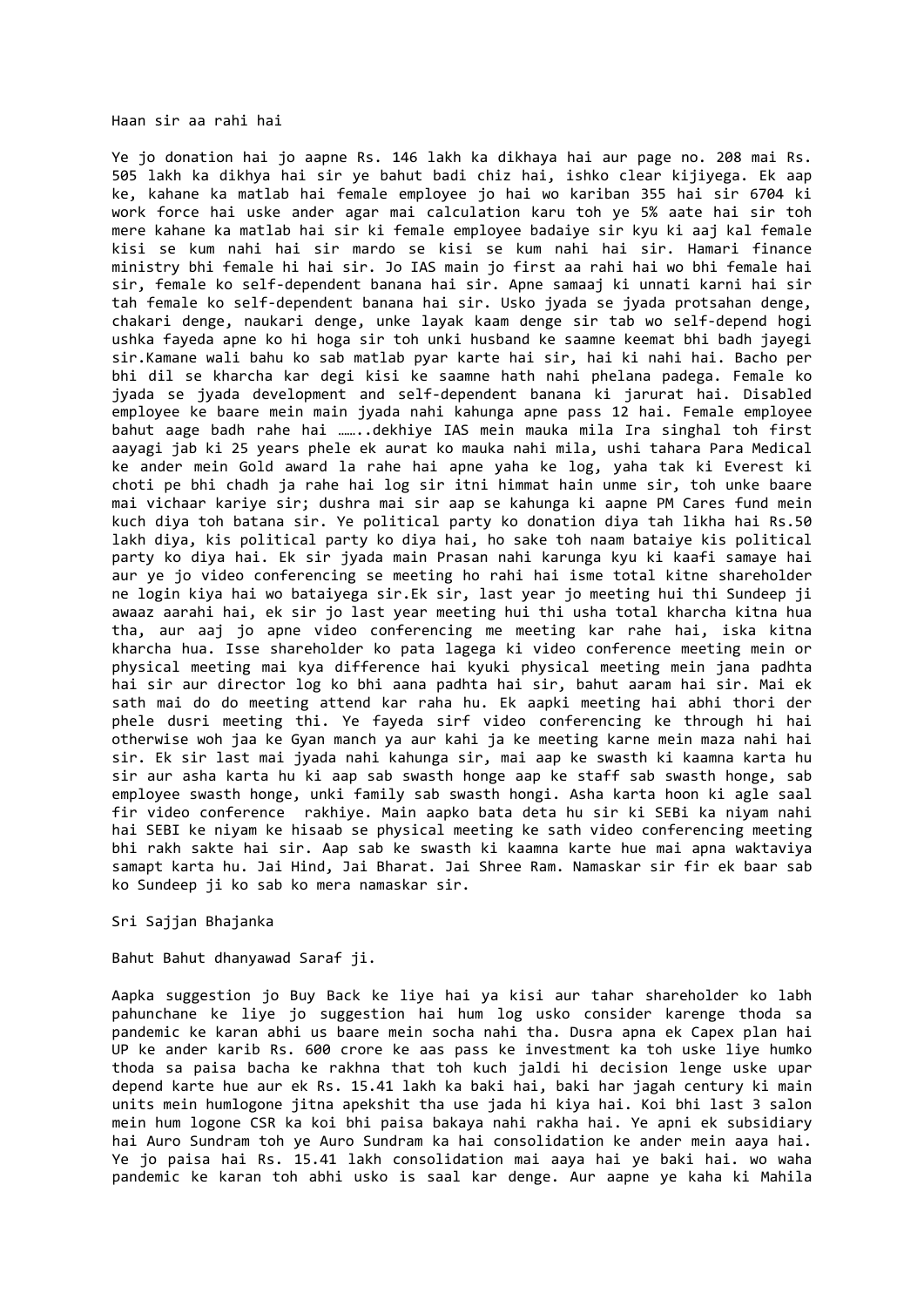Haan sir aa rahi hai

Ye jo donation hai jo aapne Rs. 146 lakh ka dikhaya hai aur page no. 208 mai Rs. 505 lakh ka dikhya hai sir ye bahut badi chiz hai, ishko clear kijiyega. Ek aap ke, kahane ka matlab hai female employee jo hai wo kariban 355 hai sir 6704 ki work force hai uske ander agar mai calculation karu toh ye 5% aate hai sir toh mere kahane ka matlab hai sir ki female employee badaiye sir kyu ki aaj kal female kisi se kum nahi hai sir mardo se kisi se kum nahi hai sir. Hamari finance ministry bhi female hi hai sir. Jo IAS main jo first aa rahi hai wo bhi female hai sir, female ko self-dependent banana hai sir. Apne samaaj ki unnati karni hai sir tah female ko self-dependent banana hai sir. Usko jyada se jyada protsahan denge, chakari denge, naukari denge, unke layak kaam denge sir tab wo self-depend hogi ushka fayeda apne ko hi hoga sir toh unki husband ke saamne keemat bhi badh jayegi sir.Kamane wali bahu ko sab matlab pyar karte hai sir, hai ki nahi hai. Bacho per bhi dil se kharcha kar degi kisi ke saamne hath nahi phelana padega. Female ko jyada se jyada development and self-dependent banana ki jarurat hai. Disabled employee ke baare mein main jyada nahi kahunga apne pass 12 hai. Female employee bahut aage badh rahe hai ……..dekhiye IAS mein mauka mila Ira singhal toh first aayagi jab ki 25 years phele ek aurat ko mauka nahi mila, ushi tahara Para Medical ke ander mein Gold award la rahe hai apne yaha ke log, yaha tak ki Everest ki choti pe bhi chadh ja rahe hai log sir itni himmat hain unme sir, toh unke baare mai vichaar kariye sir; dushra mai sir aap se kahunga ki aapne PM Cares fund mein kuch diya toh batana sir. Ye political party ko donation diya tah likha hai Rs.50 lakh diya, kis political party ko diya hai, ho sake toh naam bataiye kis political party ko diya hai. Ek sir jyada main Prasan nahi karunga kyu ki kaafi samaye hai aur ye jo video conferencing se meeting ho rahi hai isme total kitne shareholder ne login kiya hai wo bataiyega sir.Ek sir, last year jo meeting hui thi Sundeep ji awaaz aarahi hai, ek sir jo last year meeting hui thi usha total kharcha kitna hua tha, aur aaj jo apne video conferencing me meeting kar rahe hai, iska kitna kharcha hua. Isse shareholder ko pata lagega ki video conference meeting mein or physical meeting mai kya difference hai kyuki physical meeting mein jana padhta hai sir aur director log ko bhi aana padhta hai sir, bahut aaram hai sir. Mai ek sath mai do do meeting attend kar raha hu. Ek aapki meeting hai abhi thori der phele dusri meeting thi. Ye fayeda sirf video conferencing ke through hi hai otherwise woh jaa ke Gyan manch ya aur kahi ja ke meeting karne mein maza nahi hai sir. Ek sir last mai jyada nahi kahunga sir, mai aap ke swasth ki kaamna karta hu sir aur asha karta hu ki aap sab swasth honge aap ke staff sab swasth honge, sab employee swasth honge, unki family sab swasth hongi. Asha karta hoon ki agle saal fir video conference rakhiye. Main aapko bata deta hu sir ki SEBi ka niyam nahi hai SEBI ke niyam ke hisaab se physical meeting ke sath video conferencing meeting bhi rakh sakte hai sir. Aap sab ke swasth ki kaamna karte hue mai apna waktaviya samapt karta hu. Jai Hind, Jai Bharat. Jai Shree Ram. Namaskar sir fir ek baar sab ko Sundeep ji ko sab ko mera namaskar sir.

Sri Sajjan Bhajanka

Bahut Bahut dhanyawad Saraf ji.

Aapka suggestion jo Buy Back ke liye hai ya kisi aur tahar shareholder ko labh pahunchane ke liye jo suggestion hai hum log usko consider karenge thoda sa pandemic ke karan abhi us baare mein socha nahi tha. Dusra apna ek Capex plan hai UP ke ander karib Rs. 600 crore ke aas pass ke investment ka toh uske liye humko thoda sa paisa bacha ke rakhna that toh kuch jaldi hi decision lenge uske upar depend karte hue aur ek Rs. 15.41 lakh ka baki hai, baki har jagah century ki main units mein humlogone jitna apekshit tha use jada hi kiya hai. Koi bhi last 3 salon mein hum logone CSR ka koi bhi paisa bakaya nahi rakha hai. Ye apni ek subsidiary hai Auro Sundram toh ye Auro Sundram ka hai consolidation ke ander mein aaya hai. Ye jo paisa hai Rs. 15.41 lakh consolidation mai aaya hai ye baki hai. wo waha pandemic ke karan toh abhi usko is saal kar denge. Aur aapne ye kaha ki Mahila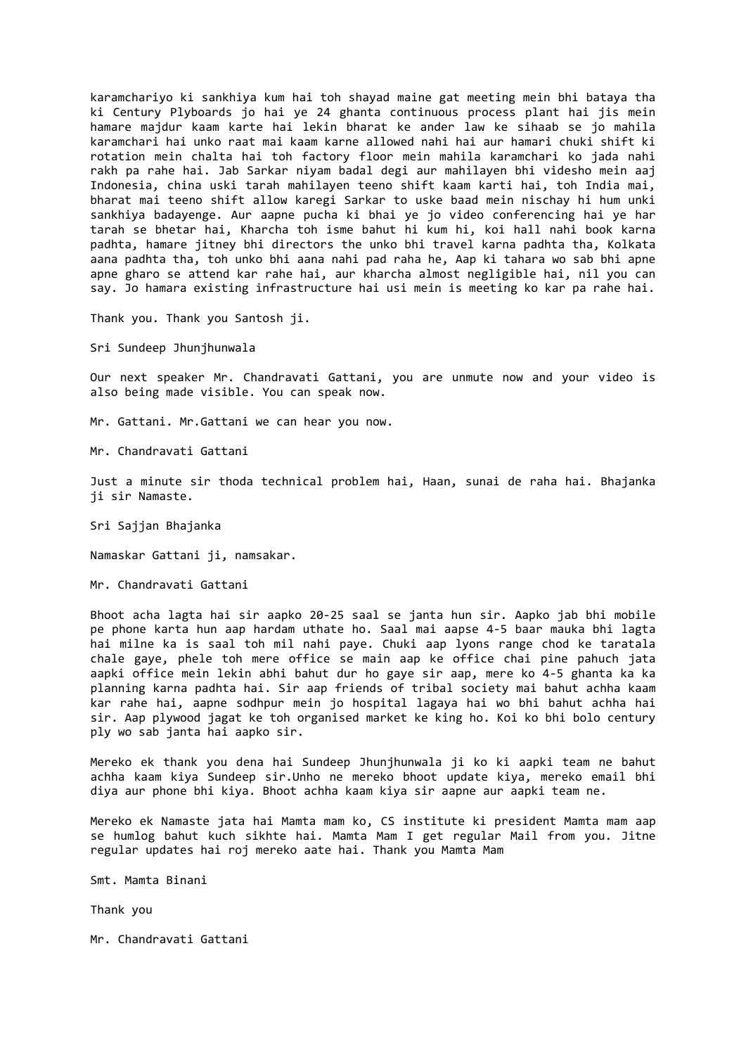karamchariyo ki sankhiya kum hai toh shayad maine gat meeting mein bhi bataya tha ki Century Plyboards jo hai ye 24 ghanta continuous process plant hai jis mein hamare majdur kaam karte hai lekin bharat ke ander law ke sihaab se jo mahila karamchari hai unko raat mai kaam karne allowed nahi hai aur hamari chuki shift ki rotation mein chalta hai toh factory floor mein mahila karamchari ko jada nahi rakh pa rahe hai. Jab Sarkar niyam badal degi aur mahilayen bhi videsho mein aaj Indonesia, china uski tarah mahilayen teeno shift kaam karti hai, toh India mai, bharat mai teeno shift allow karegi Sarkar to uske baad mein nischay hi hum unki sankhiya badayenge. Aur aapne pucha ki bhai ye jo video conferencing hai ye har tarah se bhetar hai, Kharcha toh isme bahut hi kum hi, koi hall nahi book karna padhta, hamare jitney bhi directors the unko bhi travel karna padhta tha, Kolkata aana padhta tha, toh unko bhi aana nahi pad raha he, Aap ki tahara wo sab bhi apne apne gharo se attend kar rahe hai, aur kharcha almost negligible hai, nil you can say. Jo hamara existing infrastructure hai usi mein is meeting ko kar pa rahe hai.

Thank you. Thank you Santosh ji.

Sri Sundeep Jhunjhunwala

Our next speaker Mr. Chandravati Gattani, you are unmute now and your video is also being made visible. You can speak now.

Mr. Gattani. Mr.Gattani we can hear you now.

Mr. Chandravati Gattani

Just a minute sir thoda technical problem hai, Haan, sunai de raha hai. Bhajanka ji sir Namaste.

Sri Sajjan Bhajanka

Namaskar Gattani ji, namsakar.

Mr. Chandravati Gattani

Bhoot acha lagta hai sir aapko 20-25 saal se janta hun sir. Aapko jab bhi mobile pe phone karta hun aap hardam uthate ho. Saal mai aapse 4-5 baar mauka bhi lagta hai milne ka is saal toh mil nahi paye. Chuki aap lyons range chod ke taratala chale gaye, phele toh mere office se main aap ke office chai pine pahuch jata aapki office mein lekin abhi bahut dur ho gaye sir aap, mere ko 4-5 ghanta ka ka planning karna padhta hai. Sir aap friends of tribal society mai bahut achha kaam kar rahe hai, aapne sodhpur mein jo hospital lagaya hai wo bhi bahut achha hai sir. Aap plywood jagat ke toh organised market ke king ho. Koi ko bhi bolo century ply wo sab janta hai aapko sir.

Mereko ek thank you dena hai Sundeep Jhunjhunwala ji ko ki aapki team ne bahut achha kaam kiya Sundeep sir.Unho ne mereko bhoot update kiya, mereko email bhi diya aur phone bhi kiya. Bhoot achha kaam kiya sir aapne aur aapki team ne.

Mereko ek Namaste jata hai Mamta mam ko, CS institute ki president Mamta mam aap se humlog bahut kuch sikhte hai. Mamta Mam I get regular Mail from you. Jitne regular updates hai roj mereko aate hai. Thank you Mamta Mam

Smt. Mamta Binani

Thank you

Mr. Chandravati Gattani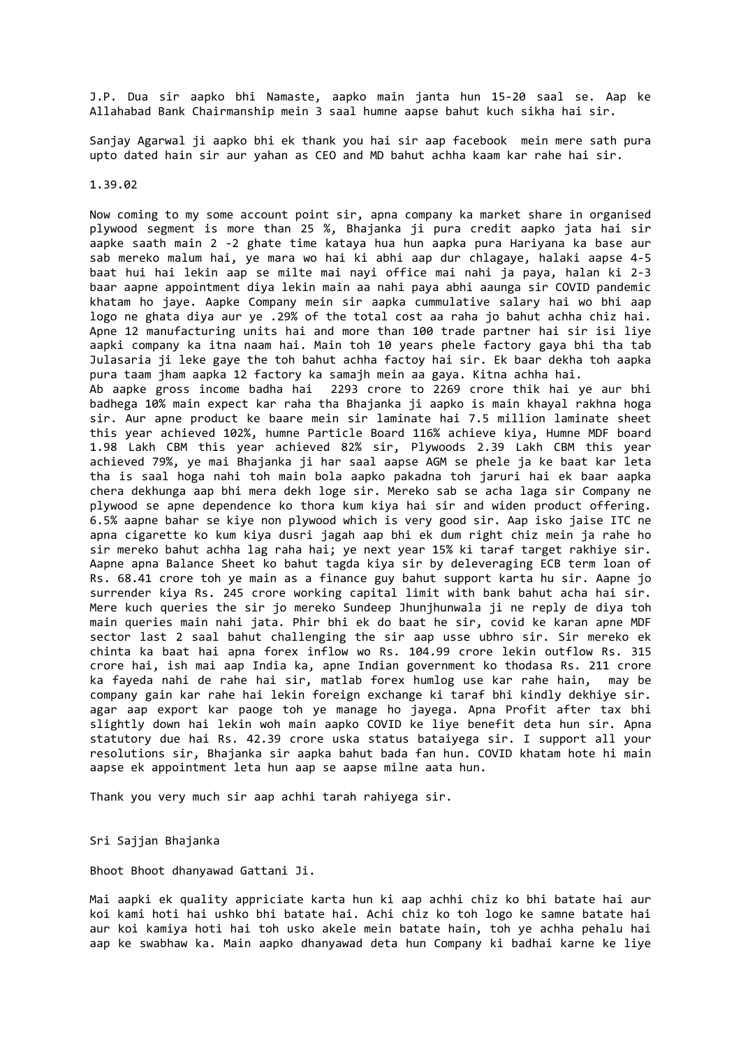J.P. Dua sir aapko bhi Namaste, aapko main janta hun 15-20 saal se. Aap ke Allahabad Bank Chairmanship mein 3 saal humne aapse bahut kuch sikha hai sir.

Sanjay Agarwal ji aapko bhi ek thank you hai sir aap facebook mein mere sath pura upto dated hain sir aur yahan as CEO and MD bahut achha kaam kar rahe hai sir.

1.39.02

Now coming to my some account point sir, apna company ka market share in organised plywood segment is more than 25 %, Bhajanka ji pura credit aapko jata hai sir aapke saath main 2 -2 ghate time kataya hua hun aapka pura Hariyana ka base aur sab mereko malum hai, ye mara wo hai ki abhi aap dur chlagaye, halaki aapse 4-5 baat hui hai lekin aap se milte mai nayi office mai nahi ja paya, halan ki 2-3 baar aapne appointment diya lekin main aa nahi paya abhi aaunga sir COVID pandemic khatam ho jaye. Aapke Company mein sir aapka cummulative salary hai wo bhi aap logo ne ghata diya aur ye .29% of the total cost aa raha jo bahut achha chiz hai. Apne 12 manufacturing units hai and more than 100 trade partner hai sir isi liye aapki company ka itna naam hai. Main toh 10 years phele factory gaya bhi tha tab Julasaria ji leke gaye the toh bahut achha factoy hai sir. Ek baar dekha toh aapka pura taam jham aapka 12 factory ka samajh mein aa gaya. Kitna achha hai.
Ab aapke gross income badha hai 2293 crore to 2269 crore thik hai ye aur bhi badhega 10% main expect kar raha tha Bhajanka ji aapko is main khayal rakhna hoga sir. Aur apne product ke baare mein sir laminate hai 7.5 million laminate sheet this year achieved 102%, humne Particle Board 116% achieve kiya, Humne MDF board 1.98 Lakh CBM this year achieved 82% sir, Plywoods 2.39 Lakh CBM this year achieved 79%, ye mai Bhajanka ji har saal aapse AGM se phele ja ke baat kar leta tha is saal hoga nahi toh main bola aapko pakadna toh jaruri hai ek baar aapka chera dekhunga aap bhi mera dekh loge sir. Mereko sab se acha laga sir Company ne plywood se apne dependence ko thora kum kiya hai sir and widen product offering. 6.5% aapne bahar se kiye non plywood which is very good sir. Aap isko jaise ITC ne apna cigarette ko kum kiya dusri jagah aap bhi ek dum right chiz mein ja rahe ho sir mereko bahut achha lag raha hai; ye next year 15% ki taraf target rakhiye sir. Aapne apna Balance Sheet ko bahut tagda kiya sir by deleveraging ECB term loan of Rs. 68.41 crore toh ye main as a finance guy bahut support karta hu sir. Aapne jo surrender kiya Rs. 245 crore working capital limit with bank bahut acha hai sir. Mere kuch queries the sir jo mereko Sundeep Jhunjhunwala ji ne reply de diya toh main queries main nahi jata. Phir bhi ek do baat he sir, covid ke karan apne MDF sector last 2 saal bahut challenging the sir aap usse ubhro sir. Sir mereko ek chinta ka baat hai apna forex inflow wo Rs. 104.99 crore lekin outflow Rs. 315 crore hai, ish mai aap India ka, apne Indian government ko thodasa Rs. 211 crore ka fayeda nahi de rahe hai sir, matlab forex humlog use kar rahe hain, may be company gain kar rahe hai lekin foreign exchange ki taraf bhi kindly dekhiye sir. agar aap export kar paoge toh ye manage ho jayega. Apna Profit after tax bhi slightly down hai lekin woh main aapko COVID ke liye benefit deta hun sir. Apna statutory due hai Rs. 42.39 crore uska status bataiyega sir. I support all your resolutions sir, Bhajanka sir aapka bahut bada fan hun. COVID khatam hote hi main aapse ek appointment leta hun aap se aapse milne aata hun.

Thank you very much sir aap achhi tarah rahiyega sir.

Sri Sajjan Bhajanka

Bhoot Bhoot dhanyawad Gattani Ji.

Mai aapki ek quality appriciate karta hun ki aap achhi chiz ko bhi batate hai aur koi kami hoti hai ushko bhi batate hai. Achi chiz ko toh logo ke samne batate hai aur koi kamiya hoti hai toh usko akele mein batate hain, toh ye achha pehalu hai aap ke swabhaw ka. Main aapko dhanyawad deta hun Company ki badhai karne ke liye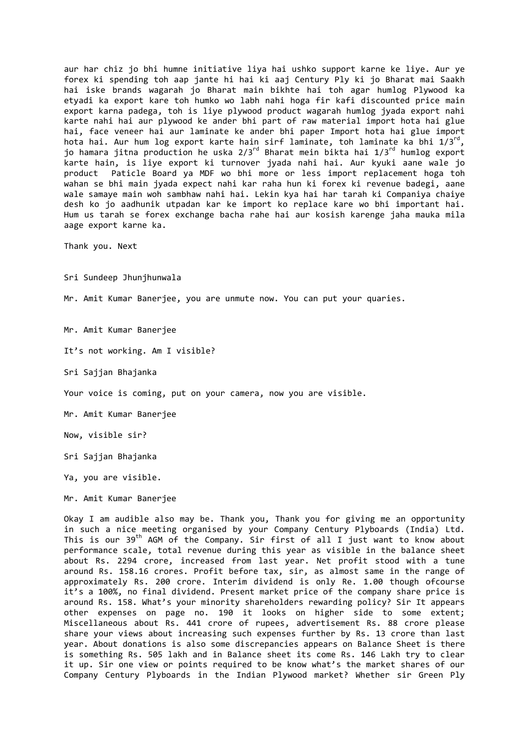aur har chiz jo bhi humne initiative liya hai ushko support karne ke liye. Aur ye forex ki spending toh aap jante hi hai ki aaj Century Ply ki jo Bharat mai Saakh hai iske brands wagarah jo Bharat main bikhte hai toh agar humlog Plywood ka etyadi ka export kare toh humko wo labh nahi hoga fir kafi discounted price main export karna padega, toh is liye plywood product wagarah humlog jyada export nahi karte nahi hai aur plywood ke ander bhi part of raw material import hota hai glue hai, face veneer hai aur laminate ke ander bhi paper Import hota hai glue import hota hai. Aur hum log export karte hain sirf laminate, toh laminate ka bhi 1/3rd, jo hamara jitna production he uska 2/3rd Bharat mein bikta hai 1/3rd humlog export karte hain, is liye export ki turnover jyada nahi hai. Aur kyuki aane wale jo product Paticle Board ya MDF wo bhi more or less import replacement hoga toh wahan se bhi main jyada expect nahi kar raha hun ki forex ki revenue badegi, aane wale samaye main woh sambhaw nahi hai. Lekin kya hai har tarah ki Companiya chaiye desh ko jo aadhunik utpadan kar ke import ko replace kare wo bhi important hai. Hum us tarah se forex exchange bacha rahe hai aur kosish karenge jaha mauka mila aage export karne ka.

Thank you. Next

Sri Sundeep Jhunjhunwala

Mr. Amit Kumar Banerjee, you are unmute now. You can put your quaries.

Mr. Amit Kumar Banerjee

It's not working. Am I visible?

Sri Sajjan Bhajanka

Your voice is coming, put on your camera, now you are visible.

Mr. Amit Kumar Banerjee

Now, visible sir?

Sri Sajjan Bhajanka

Ya, you are visible.

Mr. Amit Kumar Banerjee

Okay I am audible also may be. Thank you, Thank you for giving me an opportunity in such a nice meeting organised by your Company Century Plyboards (India) Ltd. This is our 39th AGM of the Company. Sir first of all I just want to know about performance scale, total revenue during this year as visible in the balance sheet about Rs. 2294 crore, increased from last year. Net profit stood with a tune around Rs. 158.16 crores. Profit before tax, sir, as almost same in the range of approximately Rs. 200 crore. Interim dividend is only Re. 1.00 though ofcourse it's a 100%, no final dividend. Present market price of the company share price is around Rs. 158. What's your minority shareholders rewarding policy? Sir It appears other expenses on page no. 190 it looks on higher side to some extent; Miscellaneous about Rs. 441 crore of rupees, advertisement Rs. 88 crore please share your views about increasing such expenses further by Rs. 13 crore than last year. About donations is also some discrepancies appears on Balance Sheet is there is something Rs. 505 lakh and in Balance sheet its come Rs. 146 Lakh try to clear it up. Sir one view or points required to be know what's the market shares of our Company Century Plyboards in the Indian Plywood market? Whether sir Green Ply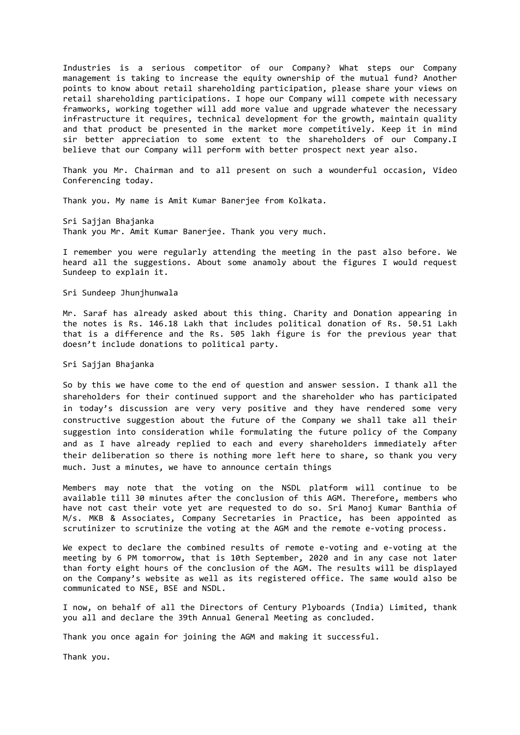Industries is a serious competitor of our Company? What steps our Company management is taking to increase the equity ownership of the mutual fund? Another points to know about retail shareholding participation, please share your views on retail shareholding participations. I hope our Company will compete with necessary framworks, working together will add more value and upgrade whatever the necessary infrastructure it requires, technical development for the growth, maintain quality and that product be presented in the market more competitively. Keep it in mind sir better appreciation to some extent to the shareholders of our Company.I believe that our Company will perform with better prospect next year also.

Thank you Mr. Chairman and to all present on such a wounderful occasion, Video Conferencing today.

Thank you. My name is Amit Kumar Banerjee from Kolkata.

Sri Sajjan Bhajanka
Thank you Mr. Amit Kumar Banerjee. Thank you very much.

I remember you were regularly attending the meeting in the past also before. We heard all the suggestions. About some anamoly about the figures I would request Sundeep to explain it.

Sri Sundeep Jhunjhunwala

Mr. Saraf has already asked about this thing. Charity and Donation appearing in the notes is Rs. 146.18 Lakh that includes political donation of Rs. 50.51 Lakh that is a difference and the Rs. 505 lakh figure is for the previous year that doesn't include donations to political party.

Sri Sajjan Bhajanka

So by this we have come to the end of question and answer session. I thank all the shareholders for their continued support and the shareholder who has participated in today's discussion are very very positive and they have rendered some very constructive suggestion about the future of the Company we shall take all their suggestion into consideration while formulating the future policy of the Company and as I have already replied to each and every shareholders immediately after their deliberation so there is nothing more left here to share, so thank you very much. Just a minutes, we have to announce certain things

Members may note that the voting on the NSDL platform will continue to be available till 30 minutes after the conclusion of this AGM. Therefore, members who have not cast their vote yet are requested to do so. Sri Manoj Kumar Banthia of M/s. MKB & Associates, Company Secretaries in Practice, has been appointed as scrutinizer to scrutinize the voting at the AGM and the remote e-voting process.

We expect to declare the combined results of remote e-voting and e-voting at the meeting by 6 PM tomorrow, that is 10th September, 2020 and in any case not later than forty eight hours of the conclusion of the AGM. The results will be displayed on the Company's website as well as its registered office. The same would also be communicated to NSE, BSE and NSDL.

I now, on behalf of all the Directors of Century Plyboards (India) Limited, thank you all and declare the 39th Annual General Meeting as concluded.

Thank you once again for joining the AGM and making it successful.

Thank you.